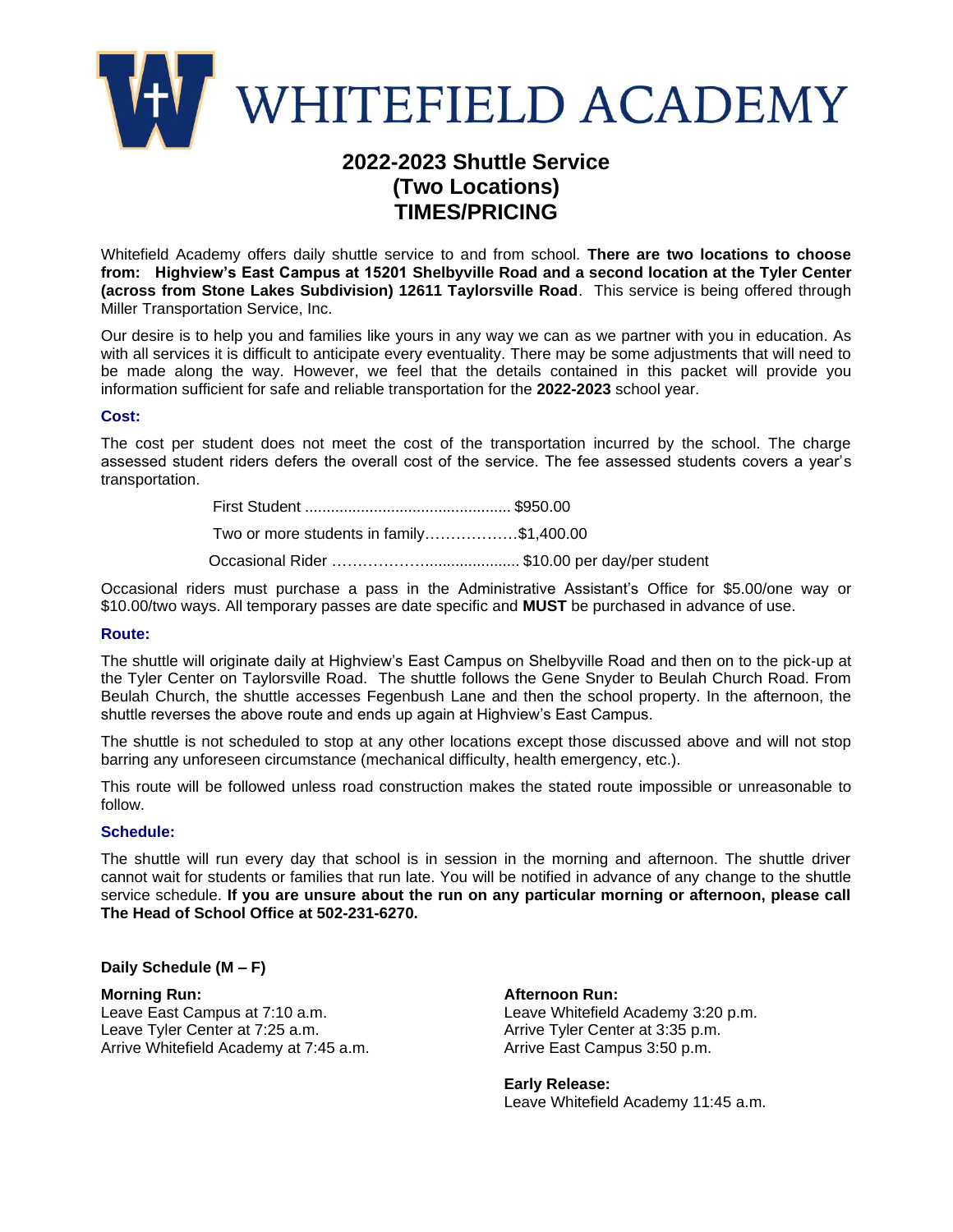# WHITEFIELD ACADEMY

## 2022-2023 Shuttle Service
## (Two Locations)
## TIMES/PRICING

Whitefield Academy offers daily shuttle service to and from school. **There are two locations to choose from: Highview's East Campus at 15201 Shelbyville Road and a second location at the Tyler Center (across from Stone Lakes Subdivision) 12611 Taylorsville Road**. This service is being offered through Miller Transportation Service, Inc.

Our desire is to help you and families like yours in any way we can as we partner with you in education. As with all services it is difficult to anticipate every eventuality. There may be some adjustments that will need to be made along the way. However, we feel that the details contained in this packet will provide you information sufficient for safe and reliable transportation for the **2022-2023** school year.

### Cost:

The cost per student does not meet the cost of the transportation incurred by the school. The charge assessed student riders defers the overall cost of the service. The fee assessed students covers a year's transportation.

First Student ................................................ $950.00

Two or more students in family………………$1,400.00

Occasional Rider …………………..................... $10.00 per day/per student

Occasional riders must purchase a pass in the Administrative Assistant's Office for $5.00/one way or $10.00/two ways. All temporary passes are date specific and **MUST** be purchased in advance of use.

### Route:

The shuttle will originate daily at Highview's East Campus on Shelbyville Road and then on to the pick-up at the Tyler Center on Taylorsville Road. The shuttle follows the Gene Snyder to Beulah Church Road. From Beulah Church, the shuttle accesses Fegenbush Lane and then the school property. In the afternoon, the shuttle reverses the above route and ends up again at Highview's East Campus.

The shuttle is not scheduled to stop at any other locations except those discussed above and will not stop barring any unforeseen circumstance (mechanical difficulty, health emergency, etc.).

This route will be followed unless road construction makes the stated route impossible or unreasonable to follow.

### Schedule:

The shuttle will run every day that school is in session in the morning and afternoon. The shuttle driver cannot wait for students or families that run late. You will be notified in advance of any change to the shuttle service schedule. **If you are unsure about the run on any particular morning or afternoon, please call The Head of School Office at 502-231-6270.**

**Daily Schedule (M – F)**

**Morning Run:**
Leave East Campus at 7:10 a.m.
Leave Tyler Center at 7:25 a.m.
Arrive Whitefield Academy at 7:45 a.m.

**Afternoon Run:**
Leave Whitefield Academy 3:20 p.m.
Arrive Tyler Center at 3:35 p.m.
Arrive East Campus 3:50 p.m.

**Early Release:**
Leave Whitefield Academy 11:45 a.m.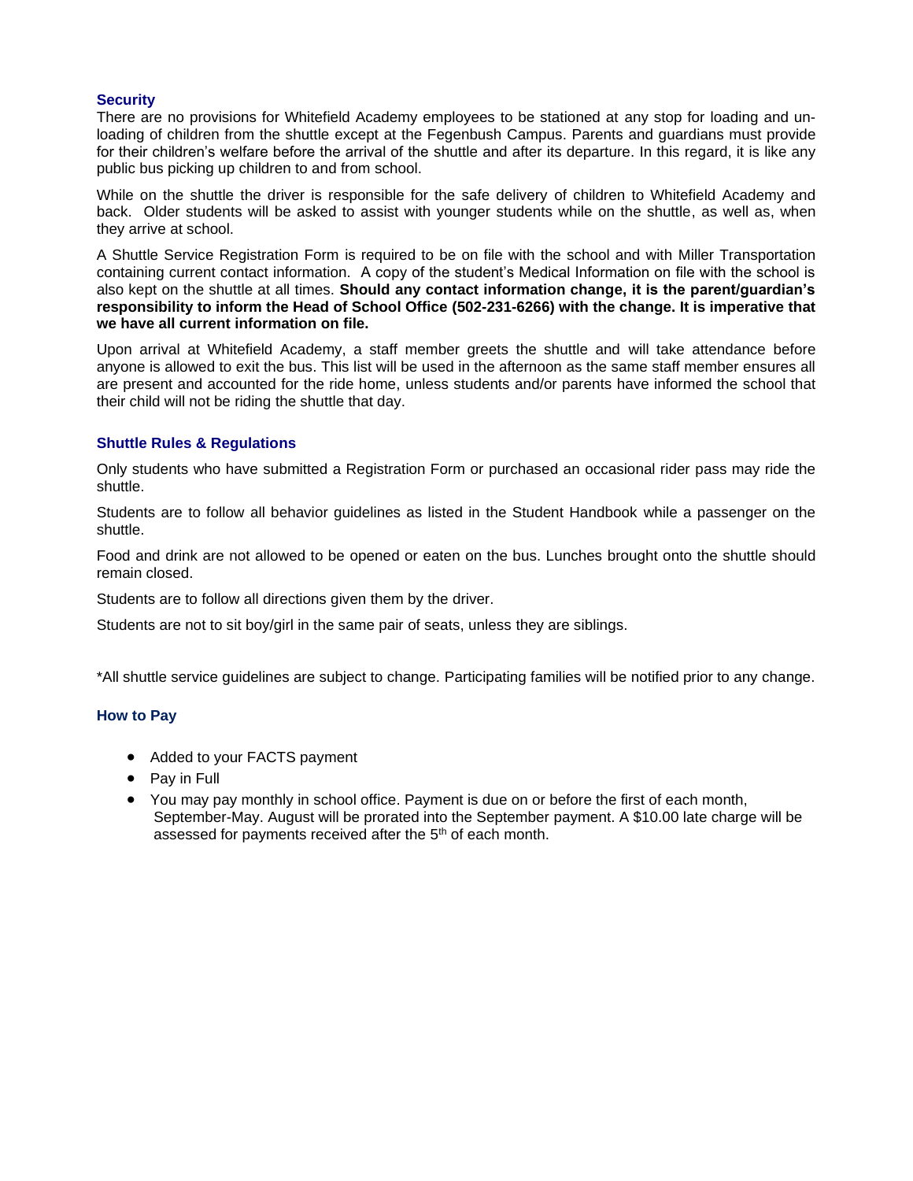### Security

There are no provisions for Whitefield Academy employees to be stationed at any stop for loading and unloading of children from the shuttle except at the Fegenbush Campus. Parents and guardians must provide for their children's welfare before the arrival of the shuttle and after its departure. In this regard, it is like any public bus picking up children to and from school.

While on the shuttle the driver is responsible for the safe delivery of children to Whitefield Academy and back. Older students will be asked to assist with younger students while on the shuttle, as well as, when they arrive at school.

A Shuttle Service Registration Form is required to be on file with the school and with Miller Transportation containing current contact information. A copy of the student's Medical Information on file with the school is also kept on the shuttle at all times. **Should any contact information change, it is the parent/guardian's responsibility to inform the Head of School Office (502-231-6266) with the change. It is imperative that we have all current information on file.**

Upon arrival at Whitefield Academy, a staff member greets the shuttle and will take attendance before anyone is allowed to exit the bus. This list will be used in the afternoon as the same staff member ensures all are present and accounted for the ride home, unless students and/or parents have informed the school that their child will not be riding the shuttle that day.

### Shuttle Rules & Regulations

Only students who have submitted a Registration Form or purchased an occasional rider pass may ride the shuttle.

Students are to follow all behavior guidelines as listed in the Student Handbook while a passenger on the shuttle.

Food and drink are not allowed to be opened or eaten on the bus. Lunches brought onto the shuttle should remain closed.

Students are to follow all directions given them by the driver.

Students are not to sit boy/girl in the same pair of seats, unless they are siblings.

*All shuttle service guidelines are subject to change. Participating families will be notified prior to any change.

### How to Pay

- Added to your FACTS payment
- Pay in Full
- You may pay monthly in school office. Payment is due on or before the first of each month, September-May. August will be prorated into the September payment. A $10.00 late charge will be assessed for payments received after the 5th of each month.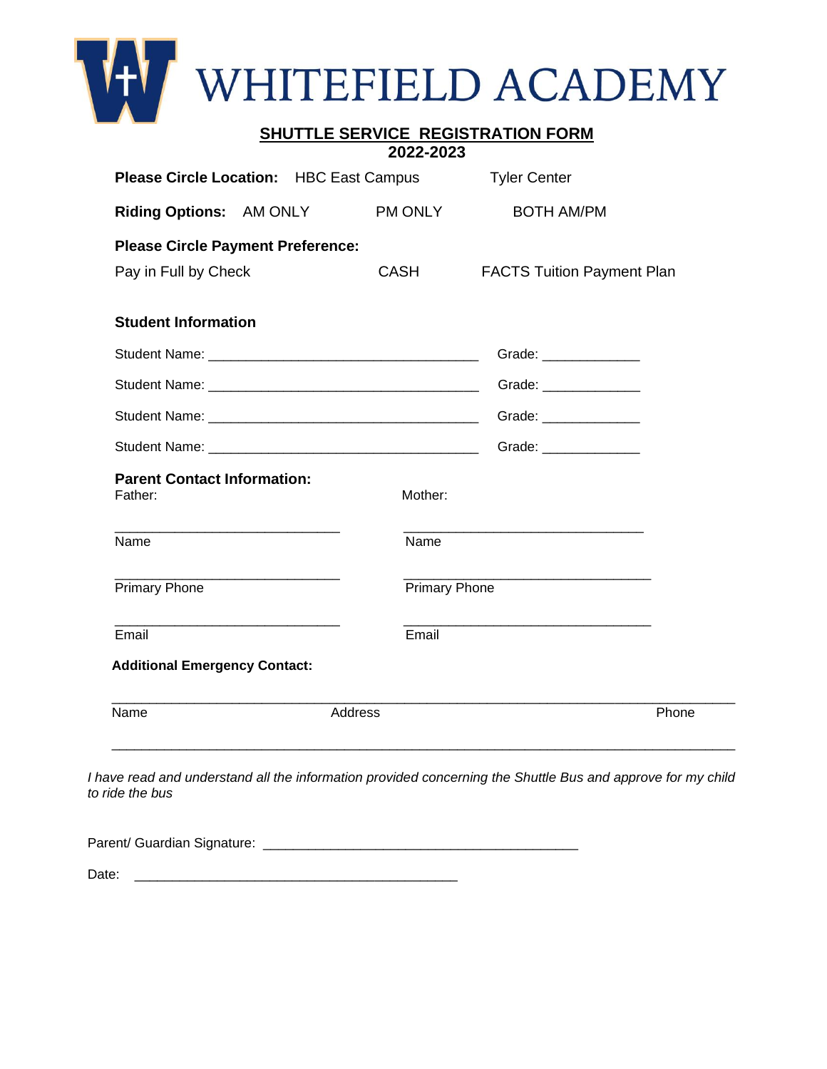# WHITEFIELD ACADEMY

## SHUTTLE SERVICE REGISTRATION FORM
**2022-2023**

**Please Circle Location:** HBC East Campus Tyler Center

**Riding Options:** AM ONLY PM ONLY BOTH AM/PM

**Please Circle Payment Preference:**

Pay in Full by Check CASH FACTS Tuition Payment Plan

**Student Information**

Student Name: ___________________________________ Grade: ____________

Student Name: ___________________________________ Grade: ____________

Student Name: ___________________________________ Grade: ____________

Student Name: ___________________________________ Grade: ____________

**Parent Contact Information:**

| Father: | Mother: |
|---|---|
| ____________________________ | ______________________________ |
| Name | Name |
| ____________________________ | ______________________________ |
| Primary Phone | Primary Phone |
| ____________________________ | ______________________________ |
| Email | Email |

**Additional Emergency Contact:**

_____________________________________________________________________________

Name Address Phone

_____________________________________________________________________________

*I have read and understand all the information provided concerning the Shuttle Bus and approve for my child to ride the bus*

Parent/ Guardian Signature: ________________________________________

Date: ________________________________________